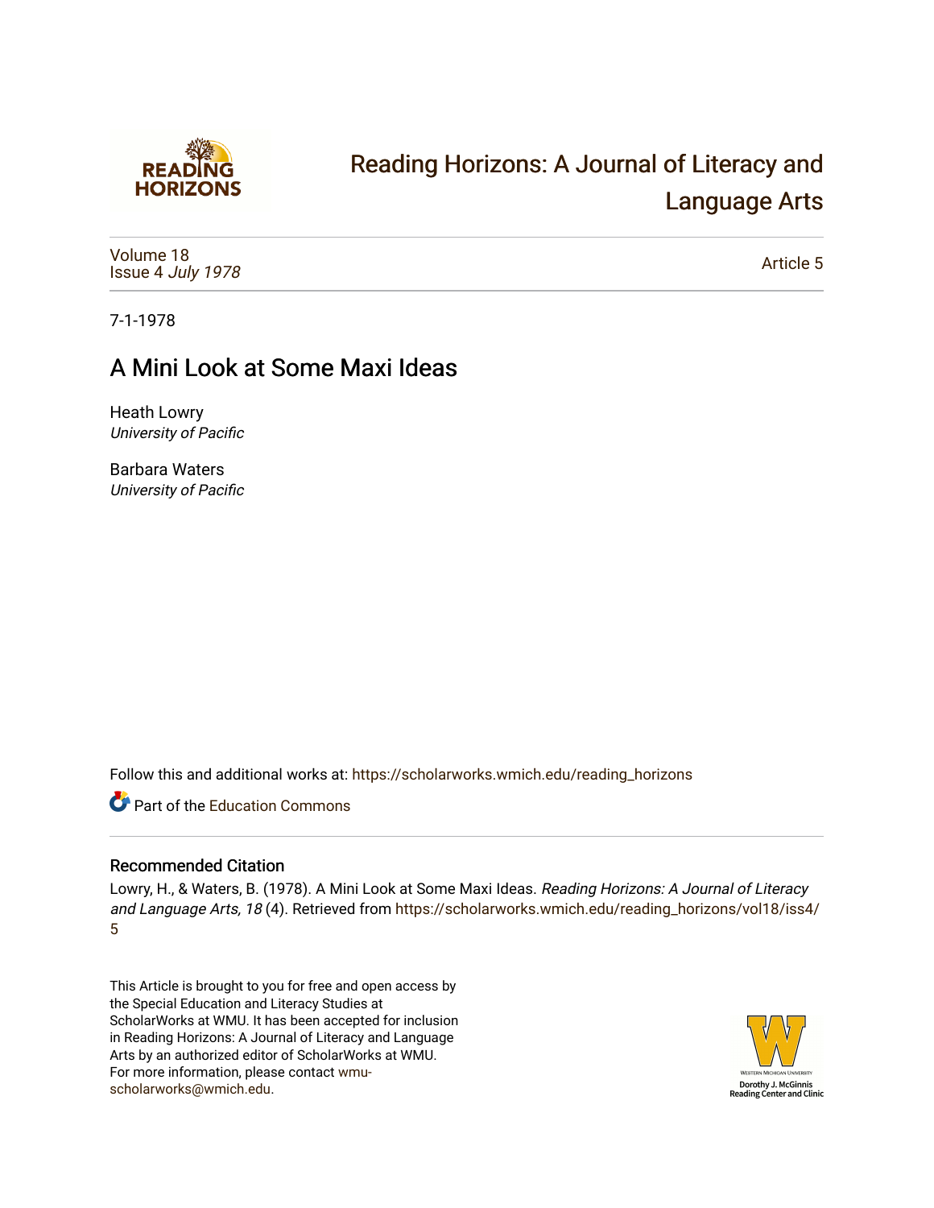# Reading Horizons: A Journal of Literacy and Language Arts

Volume 18
Issue 4 *July 1978*

Article 5

7-1-1978

## A Mini Look at Some Maxi Ideas

Heath Lowry
*University of Pacific*

Barbara Waters
*University of Pacific*

Follow this and additional works at: https://scholarworks.wmich.edu/reading_horizons

Part of the Education Commons

### Recommended Citation

Lowry, H., & Waters, B. (1978). A Mini Look at Some Maxi Ideas. *Reading Horizons: A Journal of Literacy and Language Arts, 18* (4). Retrieved from https://scholarworks.wmich.edu/reading_horizons/vol18/iss4/5

This Article is brought to you for free and open access by the Special Education and Literacy Studies at ScholarWorks at WMU. It has been accepted for inclusion in Reading Horizons: A Journal of Literacy and Language Arts by an authorized editor of ScholarWorks at WMU. For more information, please contact wmu-scholarworks@wmich.edu.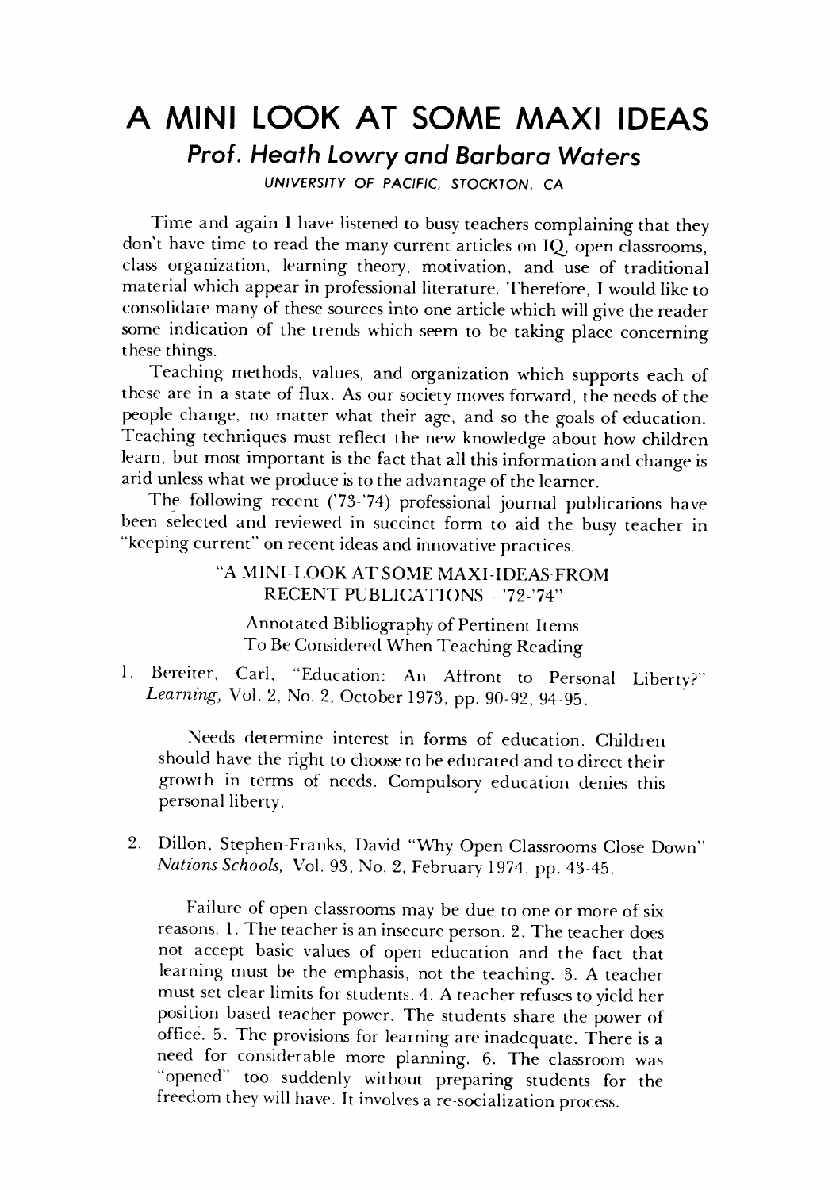# A MINI LOOK AT SOME MAXI IDEAS

## *Prof. Heath Lowry and Barbara Waters*

*UNIVERSITY OF PACIFIC, STOCKTON, CA*

Time and again I have listened to busy teachers complaining that they don't have time to read the many current articles on IQ, open classrooms, class organization, learning theory, motivation, and use of traditional material which appear in professional literature. Therefore, I would like to consolidate many of these sources into one article which will give the reader some indication of the trends which seem to be taking place concerning these things.

Teaching methods, values, and organization which supports each of these are in a state of flux. As our society moves forward, the needs of the people change, no matter what their age, and so the goals of education. Teaching techniques must reflect the new knowledge about how children learn, but most important is the fact that all this information and change is arid unless what we produce is to the advantage of the learner.

The following recent ('73-'74) professional journal publications have been selected and reviewed in succinct form to aid the busy teacher in "keeping current" on recent ideas and innovative practices.

"A MINI-LOOK AT SOME MAXI-IDEAS FROM RECENT PUBLICATIONS—'72-'74"

Annotated Bibliography of Pertinent Items To Be Considered When Teaching Reading

1. Bereiter, Carl, "Education: An Affront to Personal Liberty?" *Learning,* Vol. 2, No. 2, October 1973, pp. 90-92, 94-95.

   Needs determine interest in forms of education. Children should have the right to choose to be educated and to direct their growth in terms of needs. Compulsory education denies this personal liberty.

2. Dillon, Stephen-Franks, David "Why Open Classrooms Close Down" *Nations Schools,* Vol. 93, No. 2, February 1974, pp. 43-45.

   Failure of open classrooms may be due to one or more of six reasons. 1. The teacher is an insecure person. 2. The teacher does not accept basic values of open education and the fact that learning must be the emphasis, not the teaching. 3. A teacher must set clear limits for students. 4. A teacher refuses to yield her position based teacher power. The students share the power of office. 5. The provisions for learning are inadequate. There is a need for considerable more planning. 6. The classroom was "opened" too suddenly without preparing students for the freedom they will have. It involves a re-socialization process.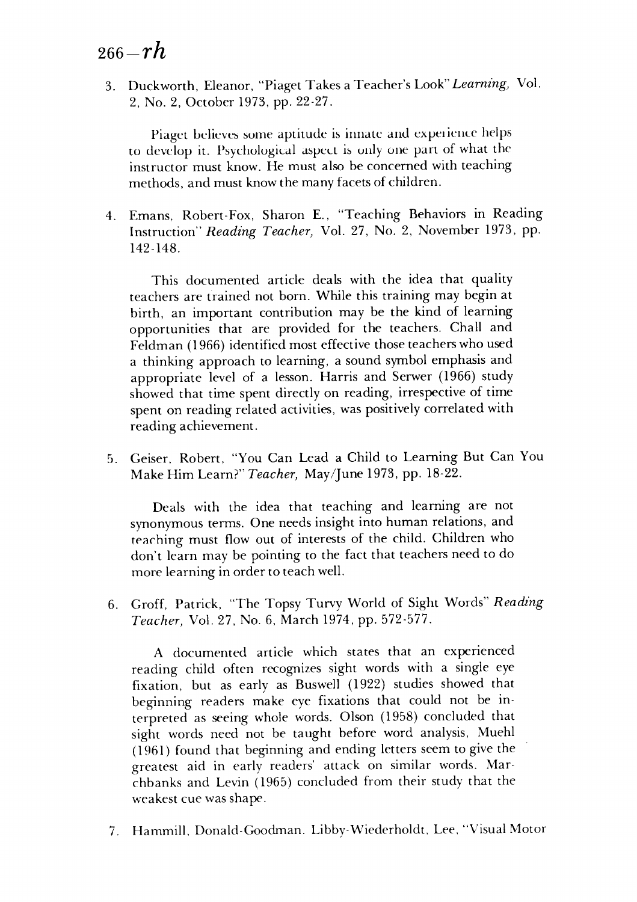3. Duckworth, Eleanor, "Piaget Takes a Teacher's Look" *Learning,* Vol. 2, No. 2, October 1973, pp. 22-27.

   Piaget believes some aptitude is innate and experience helps to develop it. Psychological aspect is only one part of what the instructor must know. He must also be concerned with teaching methods, and must know the many facets of children.

4. Emans, Robert-Fox, Sharon E., "Teaching Behaviors in Reading Instruction" *Reading Teacher,* Vol. 27, No. 2, November 1973, pp. 142-148.

   This documented article deals with the idea that quality teachers are trained not born. While this training may begin at birth, an important contribution may be the kind of learning opportunities that are provided for the teachers. Chall and Feldman (1966) identified most effective those teachers who used a thinking approach to learning, a sound symbol emphasis and appropriate level of a lesson. Harris and Serwer (1966) study showed that time spent directly on reading, irrespective of time spent on reading related activities, was positively correlated with reading achievement.

5. Geiser, Robert, "You Can Lead a Child to Learning But Can You Make Him Learn?" *Teacher,* May/June 1973, pp. 18-22.

   Deals with the idea that teaching and learning are not synonymous terms. One needs insight into human relations, and teaching must flow out of interests of the child. Children who don't learn may be pointing to the fact that teachers need to do more learning in order to teach well.

6. Groff, Patrick, "The Topsy Turvy World of Sight Words" *Reading Teacher,* Vol. 27, No. 6, March 1974, pp. 572-577.

   A documented article which states that an experienced reading child often recognizes sight words with a single eye fixation, but as early as Buswell (1922) studies showed that beginning readers make eye fixations that could not be interpreted as seeing whole words. Olson (1958) concluded that sight words need not be taught before word analysis, Muehl (1961) found that beginning and ending letters seem to give the greatest aid in early readers' attack on similar words. Marchbanks and Levin (1965) concluded from their study that the weakest cue was shape.

7. Hammill, Donald-Goodman. Libby-Wiederholdt, Lee, "Visual Motor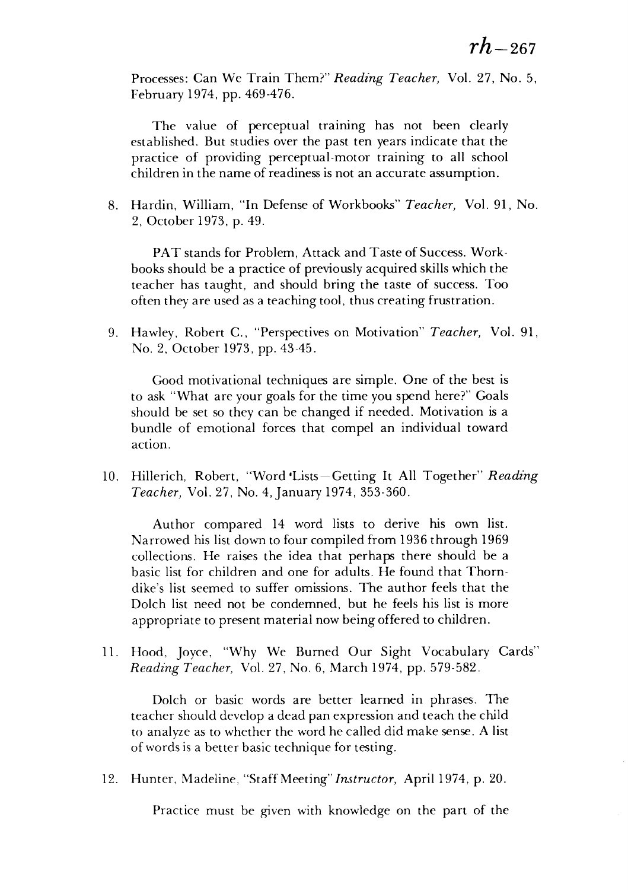Processes: Can We Train Them?" *Reading Teacher,* Vol. 27, No. 5, February 1974, pp. 469-476.

The value of perceptual training has not been clearly established. But studies over the past ten years indicate that the practice of providing perceptual-motor training to all school children in the name of readiness is not an accurate assumption.

8. Hardin, William, "In Defense of Workbooks" *Teacher,* Vol. 91, No. 2, October 1973, p. 49.

   PAT stands for Problem, Attack and Taste of Success. Workbooks should be a practice of previously acquired skills which the teacher has taught, and should bring the taste of success. Too often they are used as a teaching tool, thus creating frustration.

9. Hawley, Robert C., "Perspectives on Motivation" *Teacher,* Vol. 91, No. 2, October 1973, pp. 43-45.

   Good motivational techniques are simple. One of the best is to ask "What are your goals for the time you spend here?" Goals should be set so they can be changed if needed. Motivation is a bundle of emotional forces that compel an individual toward action.

10. Hillerich, Robert, "Word Lists—Getting It All Together" *Reading Teacher,* Vol. 27, No. 4, January 1974, 353-360.

    Author compared 14 word lists to derive his own list. Narrowed his list down to four compiled from 1936 through 1969 collections. He raises the idea that perhaps there should be a basic list for children and one for adults. He found that Thorndike's list seemed to suffer omissions. The author feels that the Dolch list need not be condemned, but he feels his list is more appropriate to present material now being offered to children.

11. Hood, Joyce, "Why We Burned Our Sight Vocabulary Cards" *Reading Teacher,* Vol. 27, No. 6, March 1974, pp. 579-582.

    Dolch or basic words are better learned in phrases. The teacher should develop a dead pan expression and teach the child to analyze as to whether the word he called did make sense. A list of words is a better basic technique for testing.

12. Hunter, Madeline, "Staff Meeting" *Instructor,* April 1974, p. 20.

    Practice must be given with knowledge on the part of the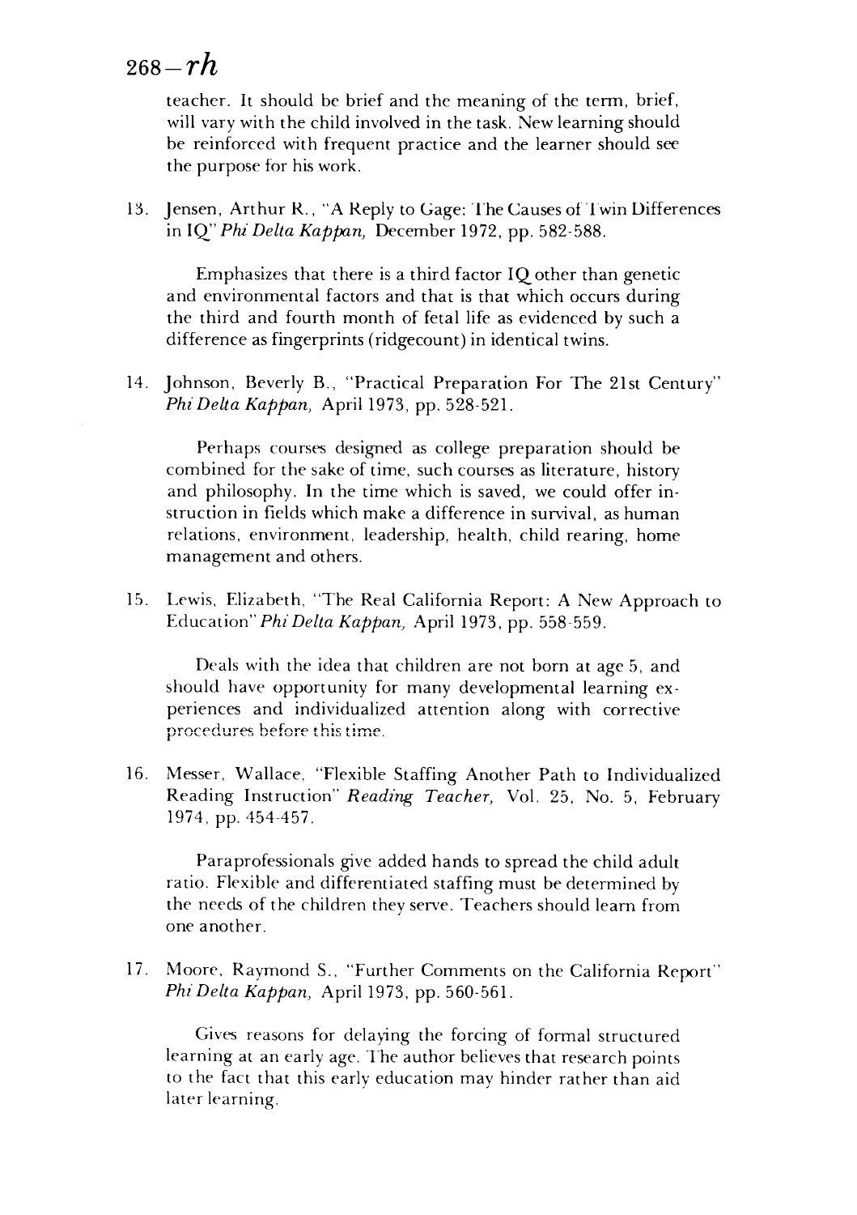teacher. It should be brief and the meaning of the term, brief, will vary with the child involved in the task. New learning should be reinforced with frequent practice and the learner should see the purpose for his work.

13. Jensen, Arthur R., "A Reply to Gage: The Causes of Twin Differences in IQ" *Phi Delta Kappan,* December 1972, pp. 582-588.

    Emphasizes that there is a third factor IQ other than genetic and environmental factors and that is that which occurs during the third and fourth month of fetal life as evidenced by such a difference as fingerprints (ridgecount) in identical twins.

14. Johnson, Beverly B., "Practical Preparation For The 21st Century" *Phi Delta Kappan,* April 1973, pp. 528-521.

    Perhaps courses designed as college preparation should be combined for the sake of time, such courses as literature, history and philosophy. In the time which is saved, we could offer instruction in fields which make a difference in survival, as human relations, environment, leadership, health, child rearing, home management and others.

15. Lewis, Elizabeth, "The Real California Report: A New Approach to Education" *Phi Delta Kappan,* April 1973, pp. 558-559.

    Deals with the idea that children are not born at age 5, and should have opportunity for many developmental learning experiences and individualized attention along with corrective procedures before this time.

16. Messer, Wallace, "Flexible Staffing Another Path to Individualized Reading Instruction" *Reading Teacher,* Vol. 25, No. 5, February 1974, pp. 454-457.

    Paraprofessionals give added hands to spread the child adult ratio. Flexible and differentiated staffing must be determined by the needs of the children they serve. Teachers should learn from one another.

17. Moore, Raymond S., "Further Comments on the California Report" *Phi Delta Kappan,* April 1973, pp. 560-561.

    Gives reasons for delaying the forcing of formal structured learning at an early age. The author believes that research points to the fact that this early education may hinder rather than aid later learning.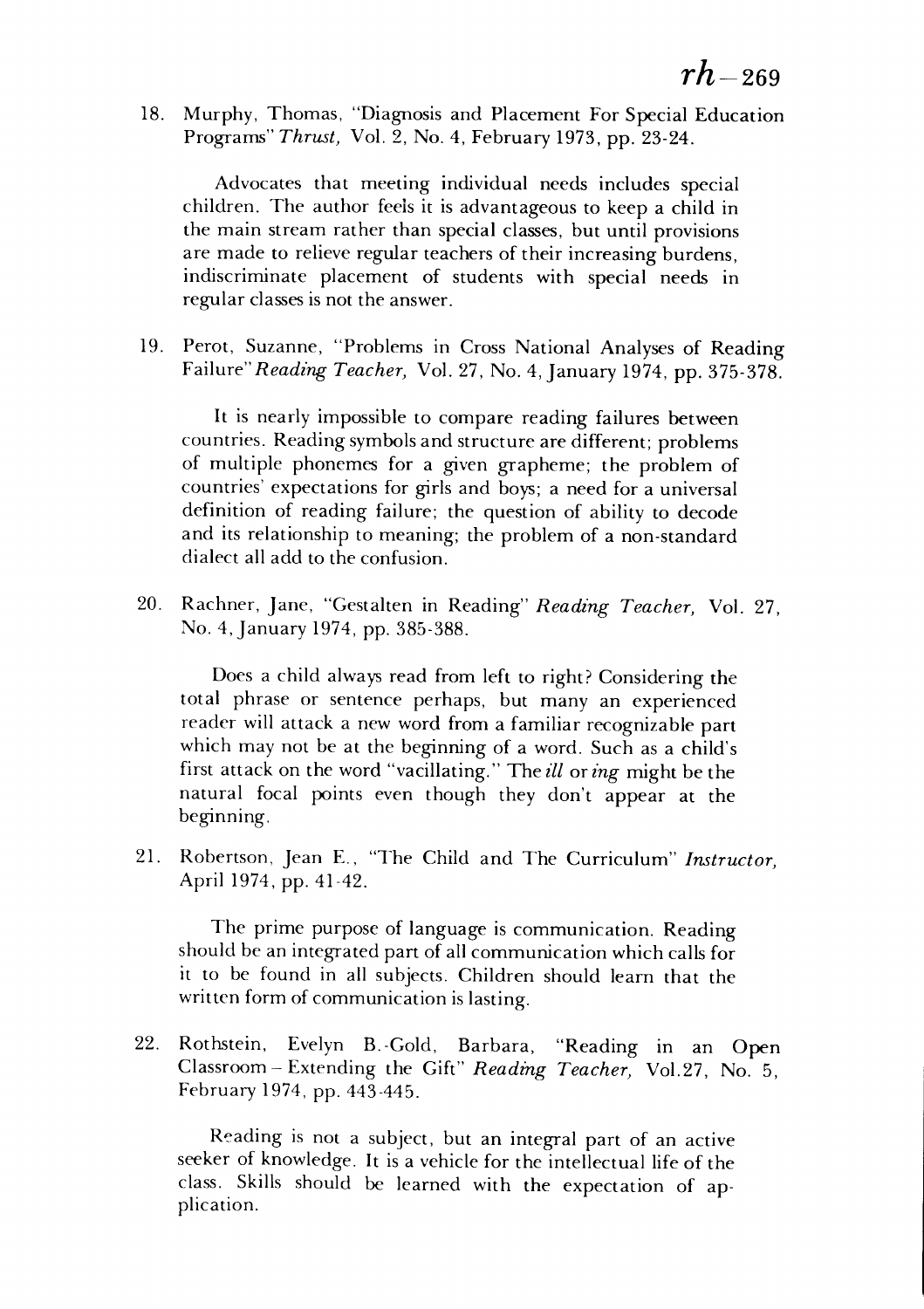18. Murphy, Thomas, "Diagnosis and Placement For Special Education Programs" *Thrust,* Vol. 2, No. 4, February 1973, pp. 23-24.

    Advocates that meeting individual needs includes special children. The author feels it is advantageous to keep a child in the main stream rather than special classes, but until provisions are made to relieve regular teachers of their increasing burdens, indiscriminate placement of students with special needs in regular classes is not the answer.

19. Perot, Suzanne, "Problems in Cross National Analyses of Reading Failure" *Reading Teacher,* Vol. 27, No. 4, January 1974, pp. 375-378.

    It is nearly impossible to compare reading failures between countries. Reading symbols and structure are different; problems of multiple phonemes for a given grapheme; the problem of countries' expectations for girls and boys; a need for a universal definition of reading failure; the question of ability to decode and its relationship to meaning; the problem of a non-standard dialect all add to the confusion.

20. Rachner, Jane, "Gestalten in Reading" *Reading Teacher,* Vol. 27, No. 4, January 1974, pp. 385-388.

    Does a child always read from left to right? Considering the total phrase or sentence perhaps, but many an experienced reader will attack a new word from a familiar recognizable part which may not be at the beginning of a word. Such as a child's first attack on the word "vacillating." The *ill* or *ing* might be the natural focal points even though they don't appear at the beginning.

21. Robertson, Jean E., "The Child and The Curriculum" *Instructor,* April 1974, pp. 41-42.

    The prime purpose of language is communication. Reading should be an integrated part of all communication which calls for it to be found in all subjects. Children should learn that the written form of communication is lasting.

22. Rothstein, Evelyn B.-Gold, Barbara, "Reading in an Open Classroom – Extending the Gift" *Reading Teacher,* Vol.27, No. 5, February 1974, pp. 443-445.

    Reading is not a subject, but an integral part of an active seeker of knowledge. It is a vehicle for the intellectual life of the class. Skills should be learned with the expectation of application.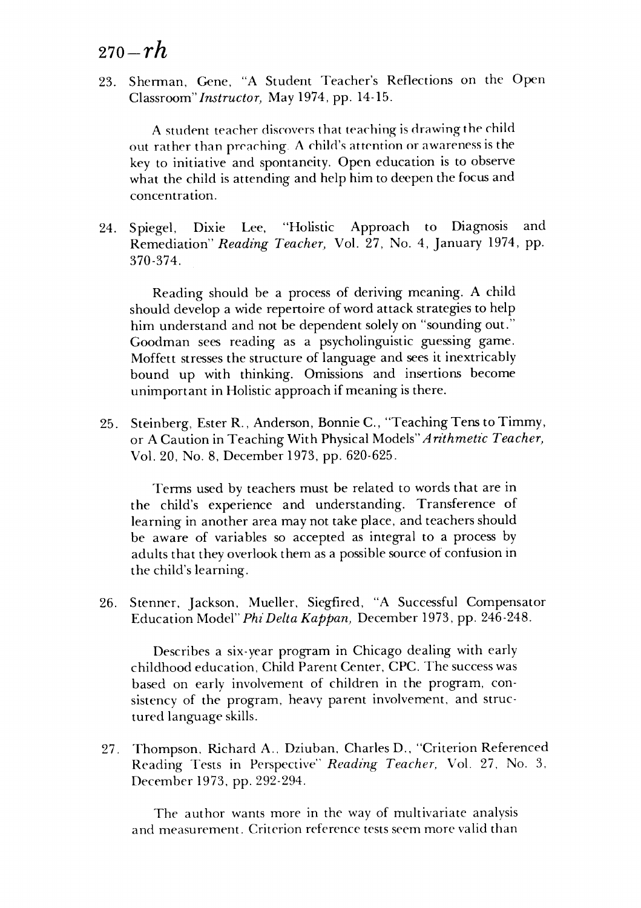23. Sherman, Gene, "A Student Teacher's Reflections on the Open Classroom" *Instructor,* May 1974, pp. 14-15.

    A student teacher discovers that teaching is drawing the child out rather than preaching. A child's attention or awareness is the key to initiative and spontaneity. Open education is to observe what the child is attending and help him to deepen the focus and concentration.

24. Spiegel, Dixie Lee, "Holistic Approach to Diagnosis and Remediation" *Reading Teacher,* Vol. 27, No. 4, January 1974, pp. 370-374.

    Reading should be a process of deriving meaning. A child should develop a wide repertoire of word attack strategies to help him understand and not be dependent solely on "sounding out." Goodman sees reading as a psycholinguistic guessing game. Moffett stresses the structure of language and sees it inextricably bound up with thinking. Omissions and insertions become unimportant in Holistic approach if meaning is there.

25. Steinberg, Ester R., Anderson, Bonnie C., "Teaching Tens to Timmy, or A Caution in Teaching With Physical Models" *Arithmetic Teacher,* Vol. 20, No. 8, December 1973, pp. 620-625.

    Terms used by teachers must be related to words that are in the child's experience and understanding. Transference of learning in another area may not take place, and teachers should be aware of variables so accepted as integral to a process by adults that they overlook them as a possible source of confusion in the child's learning.

26. Stenner, Jackson, Mueller, Siegfired, "A Successful Compensator Education Model" *Phi Delta Kappan,* December 1973, pp. 246-248.

    Describes a six-year program in Chicago dealing with early childhood education, Child Parent Center, CPC. The success was based on early involvement of children in the program, consistency of the program, heavy parent involvement, and structured language skills.

27. Thompson, Richard A., Dziuban, Charles D., "Criterion Referenced Reading Tests in Perspective" *Reading Teacher,* Vol. 27, No. 3, December 1973, pp. 292-294.

    The author wants more in the way of multivariate analysis and measurement. Criterion reference tests seem more valid than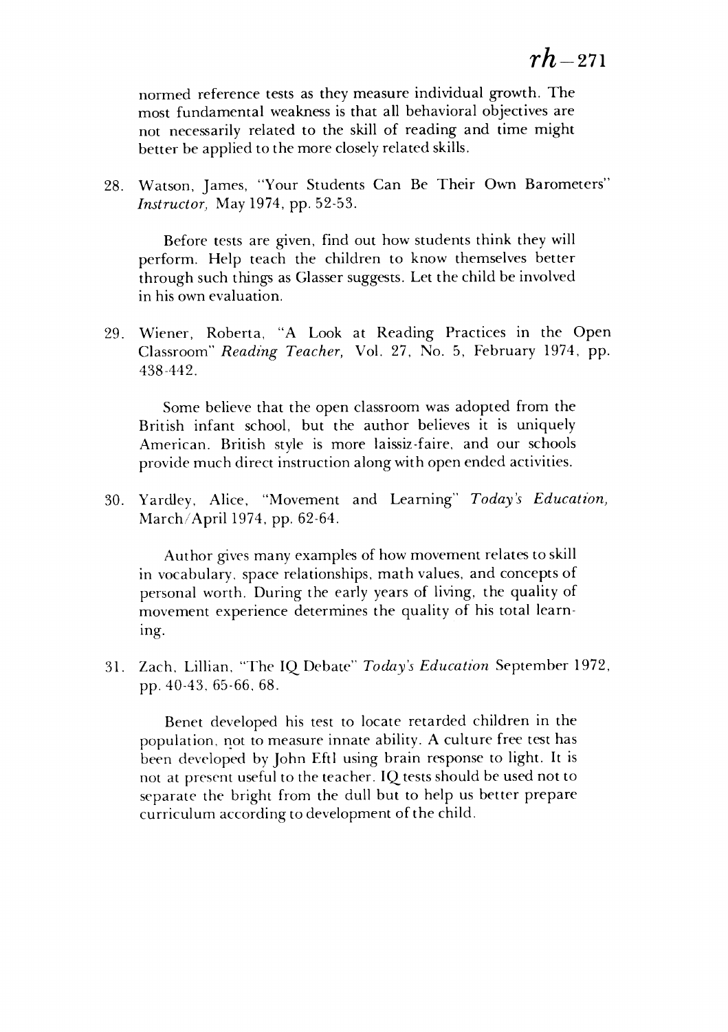normed reference tests as they measure individual growth. The most fundamental weakness is that all behavioral objectives are not necessarily related to the skill of reading and time might better be applied to the more closely related skills.

28. Watson, James, "Your Students Can Be Their Own Barometers" *Instructor,* May 1974, pp. 52-53.

    Before tests are given, find out how students think they will perform. Help teach the children to know themselves better through such things as Glasser suggests. Let the child be involved in his own evaluation.

29. Wiener, Roberta, "A Look at Reading Practices in the Open Classroom" *Reading Teacher,* Vol. 27, No. 5, February 1974, pp. 438-442.

    Some believe that the open classroom was adopted from the British infant school, but the author believes it is uniquely American. British style is more laissiz-faire, and our schools provide much direct instruction along with open ended activities.

30. Yardley, Alice, "Movement and Learning" *Today's Education,* March/April 1974, pp. 62-64.

    Author gives many examples of how movement relates to skill in vocabulary, space relationships, math values, and concepts of personal worth. During the early years of living, the quality of movement experience determines the quality of his total learning.

31. Zach, Lillian, "The IQ Debate" *Today's Education* September 1972, pp. 40-43, 65-66, 68.

    Benet developed his test to locate retarded children in the population, not to measure innate ability. A culture free test has been developed by John Eftl using brain response to light. It is not at present useful to the teacher. IQ tests should be used not to separate the bright from the dull but to help us better prepare curriculum according to development of the child.